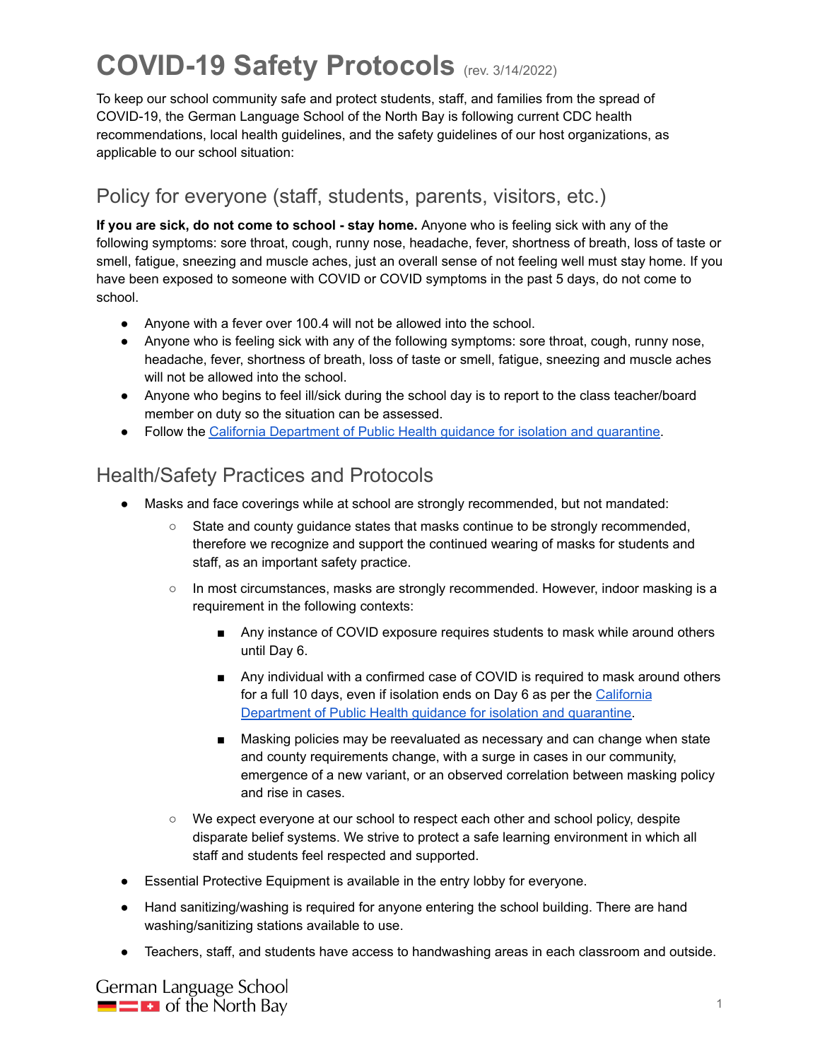# COVID-19 Safety Protocols (rev. 3/14/2022)

To keep our school community safe and protect students, staff, and families from the spread of COVID-19, the German Language School of the North Bay is following current CDC health recommendations, local health guidelines, and the safety guidelines of our host organizations, as applicable to our school situation:

## Policy for everyone (staff, students, parents, visitors, etc.)

**If you are sick, do not come to school - stay home.** Anyone who is feeling sick with any of the following symptoms: sore throat, cough, runny nose, headache, fever, shortness of breath, loss of taste or smell, fatigue, sneezing and muscle aches, just an overall sense of not feeling well must stay home. If you have been exposed to someone with COVID or COVID symptoms in the past 5 days, do not come to school.

- Anyone with a fever over 100.4 will not be allowed into the school.
- Anyone who is feeling sick with any of the following symptoms: sore throat, cough, runny nose, headache, fever, shortness of breath, loss of taste or smell, fatigue, sneezing and muscle aches will not be allowed into the school.
- Anyone who begins to feel ill/sick during the school day is to report to the class teacher/board member on duty so the situation can be assessed.
- Follow the California Department of Public Health guidance for isolation and quarantine.

## Health/Safety Practices and Protocols

- Masks and face coverings while at school are strongly recommended, but not mandated:
  - State and county guidance states that masks continue to be strongly recommended, therefore we recognize and support the continued wearing of masks for students and staff, as an important safety practice.
  - In most circumstances, masks are strongly recommended. However, indoor masking is a requirement in the following contexts:
    - Any instance of COVID exposure requires students to mask while around others until Day 6.
    - Any individual with a confirmed case of COVID is required to mask around others for a full 10 days, even if isolation ends on Day 6 as per the California Department of Public Health guidance for isolation and quarantine.
    - Masking policies may be reevaluated as necessary and can change when state and county requirements change, with a surge in cases in our community, emergence of a new variant, or an observed correlation between masking policy and rise in cases.
  - We expect everyone at our school to respect each other and school policy, despite disparate belief systems. We strive to protect a safe learning environment in which all staff and students feel respected and supported.
- Essential Protective Equipment is available in the entry lobby for everyone.
- Hand sanitizing/washing is required for anyone entering the school building. There are hand washing/sanitizing stations available to use.
- Teachers, staff, and students have access to handwashing areas in each classroom and outside.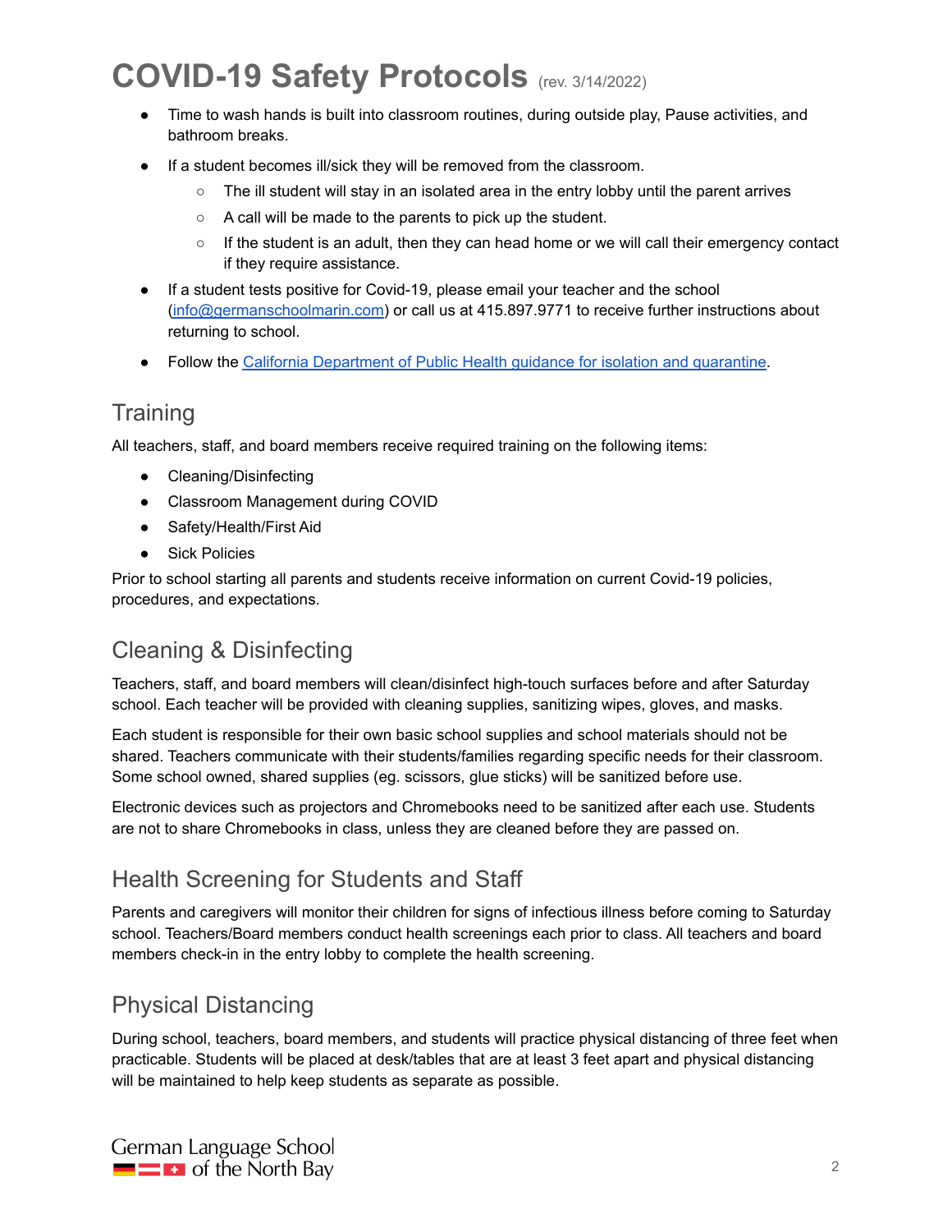# COVID-19 Safety Protocols (rev. 3/14/2022)

- Time to wash hands is built into classroom routines, during outside play, Pause activities, and bathroom breaks.
- If a student becomes ill/sick they will be removed from the classroom.
  - The ill student will stay in an isolated area in the entry lobby until the parent arrives
  - A call will be made to the parents to pick up the student.
  - If the student is an adult, then they can head home or we will call their emergency contact if they require assistance.
- If a student tests positive for Covid-19, please email your teacher and the school (info@germanschoolmarin.com) or call us at 415.897.9771 to receive further instructions about returning to school.
- Follow the California Department of Public Health guidance for isolation and quarantine.

## Training

All teachers, staff, and board members receive required training on the following items:

- Cleaning/Disinfecting
- Classroom Management during COVID
- Safety/Health/First Aid
- Sick Policies

Prior to school starting all parents and students receive information on current Covid-19 policies, procedures, and expectations.

## Cleaning & Disinfecting

Teachers, staff, and board members will clean/disinfect high-touch surfaces before and after Saturday school. Each teacher will be provided with cleaning supplies, sanitizing wipes, gloves, and masks.

Each student is responsible for their own basic school supplies and school materials should not be shared. Teachers communicate with their students/families regarding specific needs for their classroom. Some school owned, shared supplies (eg. scissors, glue sticks) will be sanitized before use.

Electronic devices such as projectors and Chromebooks need to be sanitized after each use. Students are not to share Chromebooks in class, unless they are cleaned before they are passed on.

## Health Screening for Students and Staff

Parents and caregivers will monitor their children for signs of infectious illness before coming to Saturday school. Teachers/Board members conduct health screenings each prior to class. All teachers and board members check-in in the entry lobby to complete the health screening.

## Physical Distancing

During school, teachers, board members, and students will practice physical distancing of three feet when practicable. Students will be placed at desk/tables that are at least 3 feet apart and physical distancing will be maintained to help keep students as separate as possible.

German Language School of the North Bay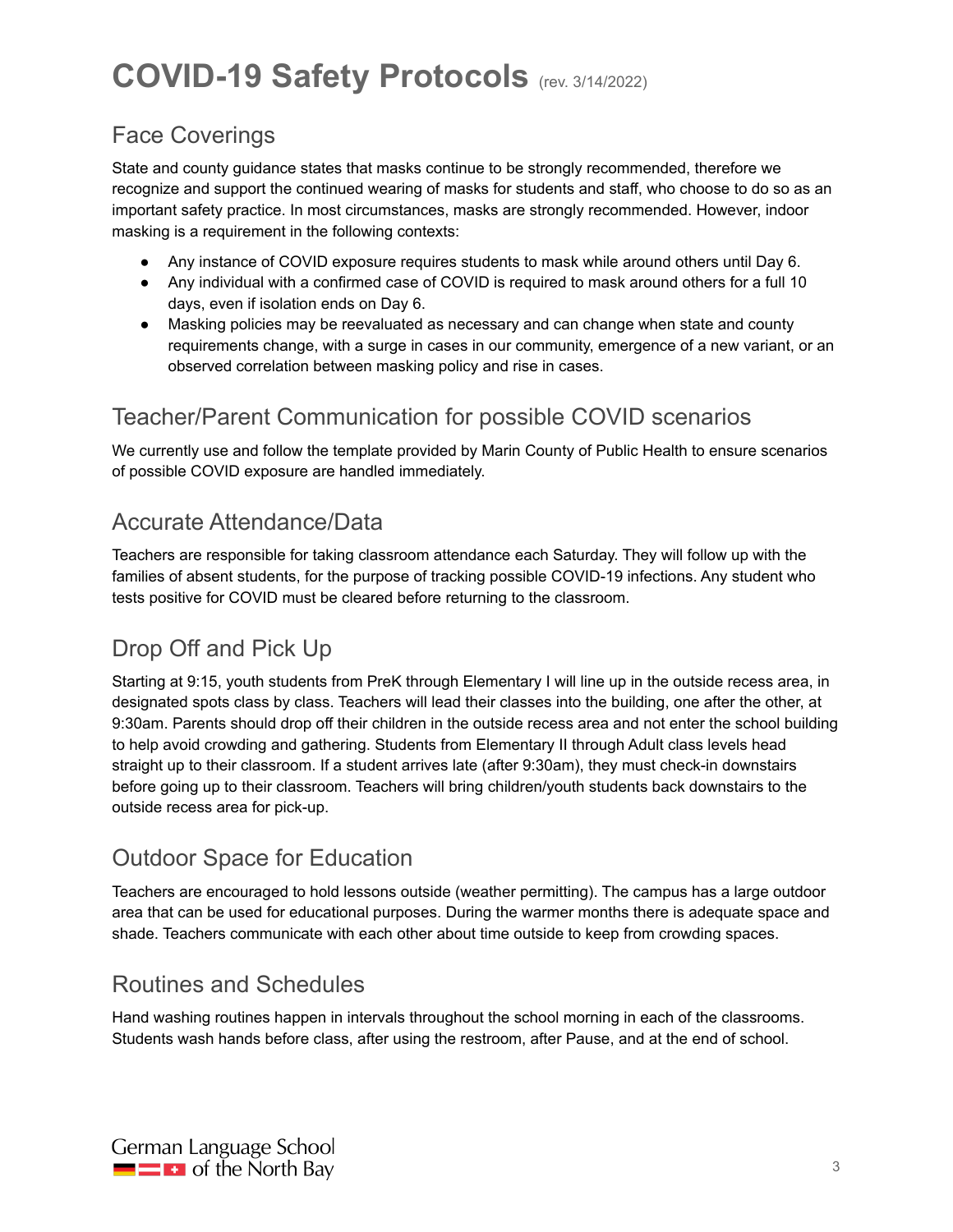# COVID-19 Safety Protocols (rev. 3/14/2022)

## Face Coverings

State and county guidance states that masks continue to be strongly recommended, therefore we recognize and support the continued wearing of masks for students and staff, who choose to do so as an important safety practice. In most circumstances, masks are strongly recommended. However, indoor masking is a requirement in the following contexts:

- Any instance of COVID exposure requires students to mask while around others until Day 6.
- Any individual with a confirmed case of COVID is required to mask around others for a full 10 days, even if isolation ends on Day 6.
- Masking policies may be reevaluated as necessary and can change when state and county requirements change, with a surge in cases in our community, emergence of a new variant, or an observed correlation between masking policy and rise in cases.

## Teacher/Parent Communication for possible COVID scenarios

We currently use and follow the template provided by Marin County of Public Health to ensure scenarios of possible COVID exposure are handled immediately.

## Accurate Attendance/Data

Teachers are responsible for taking classroom attendance each Saturday. They will follow up with the families of absent students, for the purpose of tracking possible COVID-19 infections. Any student who tests positive for COVID must be cleared before returning to the classroom.

## Drop Off and Pick Up

Starting at 9:15, youth students from PreK through Elementary I will line up in the outside recess area, in designated spots class by class. Teachers will lead their classes into the building, one after the other, at 9:30am. Parents should drop off their children in the outside recess area and not enter the school building to help avoid crowding and gathering. Students from Elementary II through Adult class levels head straight up to their classroom. If a student arrives late (after 9:30am), they must check-in downstairs before going up to their classroom. Teachers will bring children/youth students back downstairs to the outside recess area for pick-up.

## Outdoor Space for Education

Teachers are encouraged to hold lessons outside (weather permitting). The campus has a large outdoor area that can be used for educational purposes. During the warmer months there is adequate space and shade. Teachers communicate with each other about time outside to keep from crowding spaces.

## Routines and Schedules

Hand washing routines happen in intervals throughout the school morning in each of the classrooms. Students wash hands before class, after using the restroom, after Pause, and at the end of school.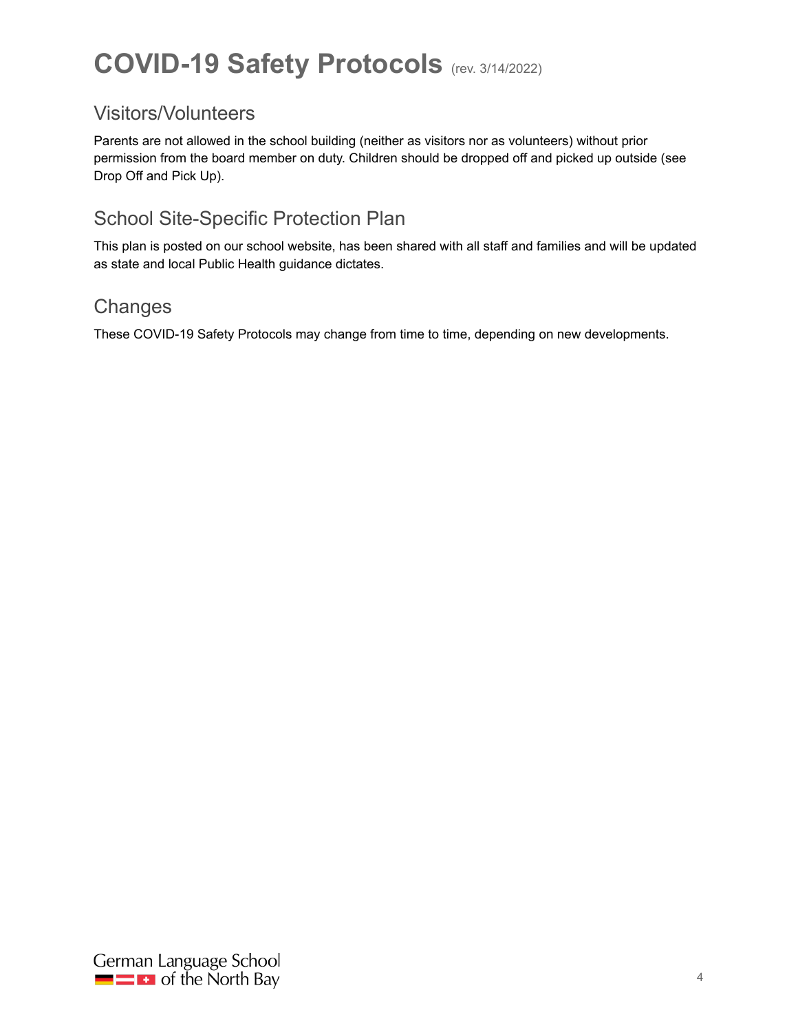# COVID-19 Safety Protocols (rev. 3/14/2022)

## Visitors/Volunteers

Parents are not allowed in the school building (neither as visitors nor as volunteers) without prior permission from the board member on duty. Children should be dropped off and picked up outside (see Drop Off and Pick Up).

## School Site-Specific Protection Plan

This plan is posted on our school website, has been shared with all staff and families and will be updated as state and local Public Health guidance dictates.

## Changes

These COVID-19 Safety Protocols may change from time to time, depending on new developments.